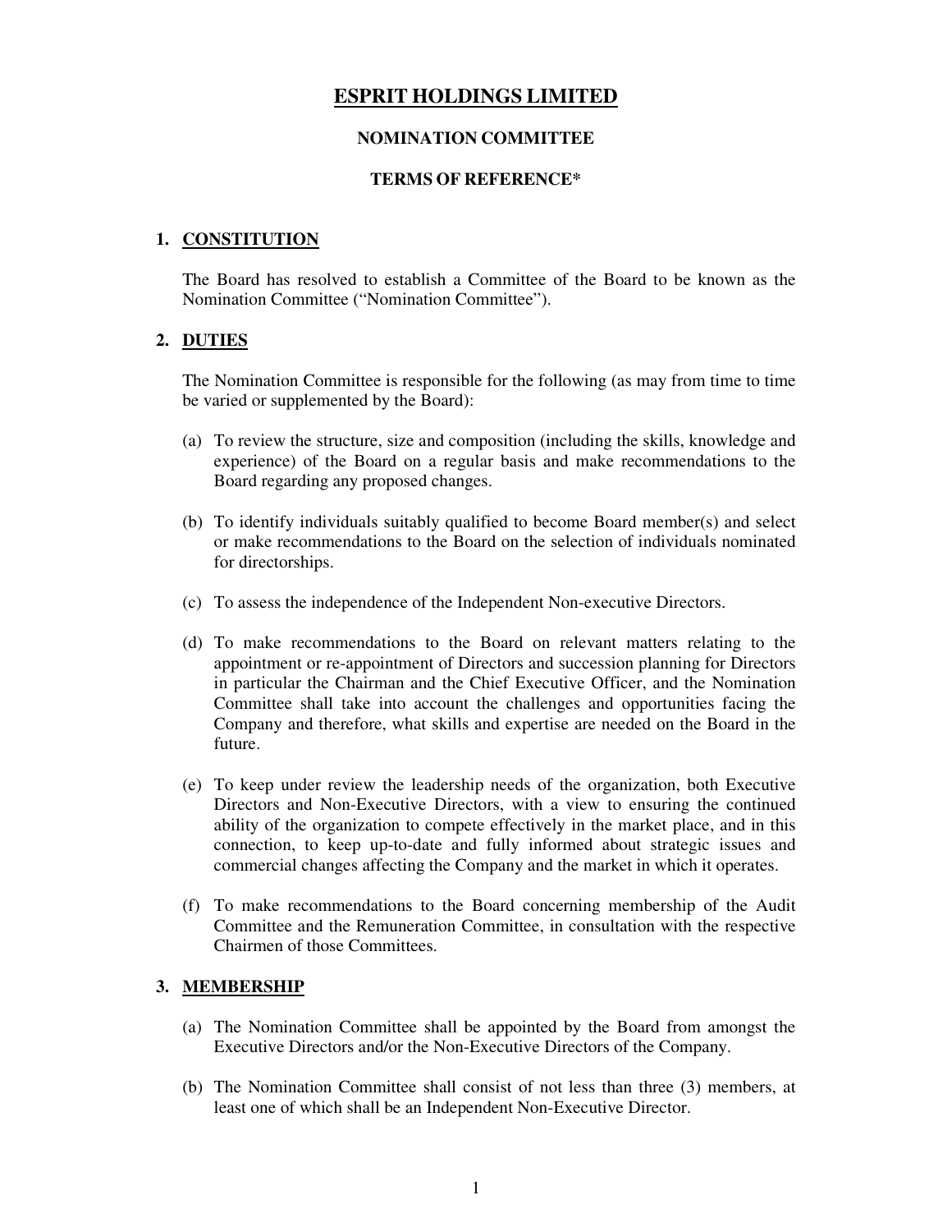# ESPRIT HOLDINGS LIMITED

## NOMINATION COMMITTEE

## TERMS OF REFERENCE*

### 1. CONSTITUTION

The Board has resolved to establish a Committee of the Board to be known as the Nomination Committee ("Nomination Committee").

### 2. DUTIES

The Nomination Committee is responsible for the following (as may from time to time be varied or supplemented by the Board):

(a) To review the structure, size and composition (including the skills, knowledge and experience) of the Board on a regular basis and make recommendations to the Board regarding any proposed changes.

(b) To identify individuals suitably qualified to become Board member(s) and select or make recommendations to the Board on the selection of individuals nominated for directorships.

(c) To assess the independence of the Independent Non-executive Directors.

(d) To make recommendations to the Board on relevant matters relating to the appointment or re-appointment of Directors and succession planning for Directors in particular the Chairman and the Chief Executive Officer, and the Nomination Committee shall take into account the challenges and opportunities facing the Company and therefore, what skills and expertise are needed on the Board in the future.

(e) To keep under review the leadership needs of the organization, both Executive Directors and Non-Executive Directors, with a view to ensuring the continued ability of the organization to compete effectively in the market place, and in this connection, to keep up-to-date and fully informed about strategic issues and commercial changes affecting the Company and the market in which it operates.

(f) To make recommendations to the Board concerning membership of the Audit Committee and the Remuneration Committee, in consultation with the respective Chairmen of those Committees.

### 3. MEMBERSHIP

(a) The Nomination Committee shall be appointed by the Board from amongst the Executive Directors and/or the Non-Executive Directors of the Company.

(b) The Nomination Committee shall consist of not less than three (3) members, at least one of which shall be an Independent Non-Executive Director.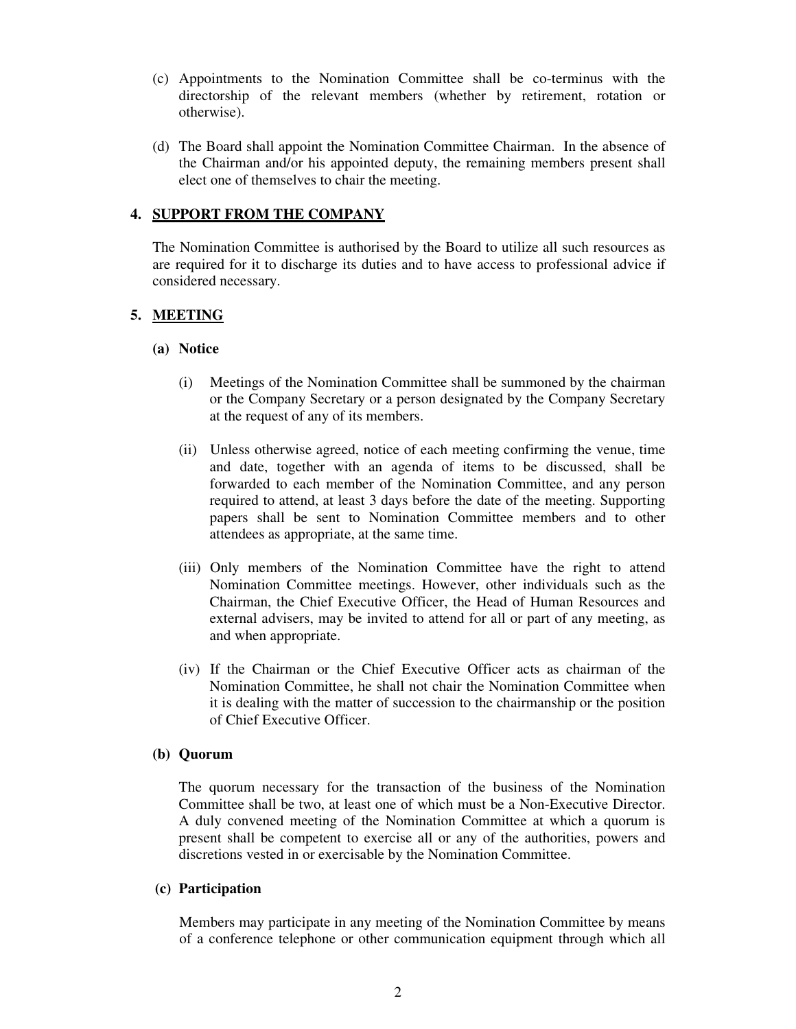(c) Appointments to the Nomination Committee shall be co-terminus with the directorship of the relevant members (whether by retirement, rotation or otherwise).

(d) The Board shall appoint the Nomination Committee Chairman. In the absence of the Chairman and/or his appointed deputy, the remaining members present shall elect one of themselves to chair the meeting.

## 4. <u>SUPPORT FROM THE COMPANY</u>

The Nomination Committee is authorised by the Board to utilize all such resources as are required for it to discharge its duties and to have access to professional advice if considered necessary.

## 5. <u>MEETING</u>

### (a) Notice

(i) Meetings of the Nomination Committee shall be summoned by the chairman or the Company Secretary or a person designated by the Company Secretary at the request of any of its members.

(ii) Unless otherwise agreed, notice of each meeting confirming the venue, time and date, together with an agenda of items to be discussed, shall be forwarded to each member of the Nomination Committee, and any person required to attend, at least 3 days before the date of the meeting. Supporting papers shall be sent to Nomination Committee members and to other attendees as appropriate, at the same time.

(iii) Only members of the Nomination Committee have the right to attend Nomination Committee meetings. However, other individuals such as the Chairman, the Chief Executive Officer, the Head of Human Resources and external advisers, may be invited to attend for all or part of any meeting, as and when appropriate.

(iv) If the Chairman or the Chief Executive Officer acts as chairman of the Nomination Committee, he shall not chair the Nomination Committee when it is dealing with the matter of succession to the chairmanship or the position of Chief Executive Officer.

### (b) Quorum

The quorum necessary for the transaction of the business of the Nomination Committee shall be two, at least one of which must be a Non-Executive Director. A duly convened meeting of the Nomination Committee at which a quorum is present shall be competent to exercise all or any of the authorities, powers and discretions vested in or exercisable by the Nomination Committee.

### (c) Participation

Members may participate in any meeting of the Nomination Committee by means of a conference telephone or other communication equipment through which all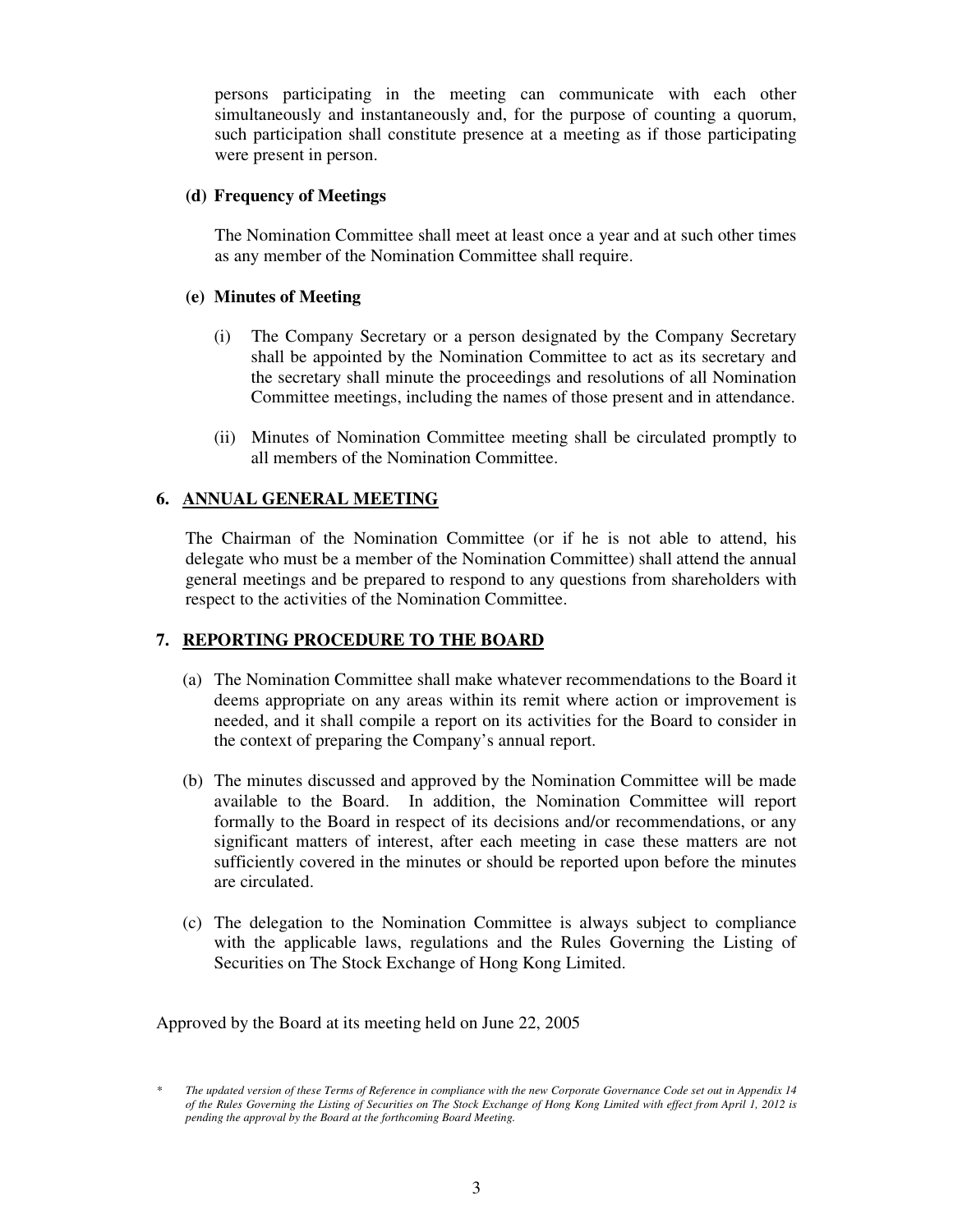persons participating in the meeting can communicate with each other simultaneously and instantaneously and, for the purpose of counting a quorum, such participation shall constitute presence at a meeting as if those participating were present in person.

**(d) Frequency of Meetings**

The Nomination Committee shall meet at least once a year and at such other times as any member of the Nomination Committee shall require.

**(e) Minutes of Meeting**

(i) The Company Secretary or a person designated by the Company Secretary shall be appointed by the Nomination Committee to act as its secretary and the secretary shall minute the proceedings and resolutions of all Nomination Committee meetings, including the names of those present and in attendance.

(ii) Minutes of Nomination Committee meeting shall be circulated promptly to all members of the Nomination Committee.

## 6. ANNUAL GENERAL MEETING

The Chairman of the Nomination Committee (or if he is not able to attend, his delegate who must be a member of the Nomination Committee) shall attend the annual general meetings and be prepared to respond to any questions from shareholders with respect to the activities of the Nomination Committee.

## 7. REPORTING PROCEDURE TO THE BOARD

(a) The Nomination Committee shall make whatever recommendations to the Board it deems appropriate on any areas within its remit where action or improvement is needed, and it shall compile a report on its activities for the Board to consider in the context of preparing the Company's annual report.

(b) The minutes discussed and approved by the Nomination Committee will be made available to the Board. In addition, the Nomination Committee will report formally to the Board in respect of its decisions and/or recommendations, or any significant matters of interest, after each meeting in case these matters are not sufficiently covered in the minutes or should be reported upon before the minutes are circulated.

(c) The delegation to the Nomination Committee is always subject to compliance with the applicable laws, regulations and the Rules Governing the Listing of Securities on The Stock Exchange of Hong Kong Limited.

Approved by the Board at its meeting held on June 22, 2005

\* *The updated version of these Terms of Reference in compliance with the new Corporate Governance Code set out in Appendix 14 of the Rules Governing the Listing of Securities on The Stock Exchange of Hong Kong Limited with effect from April 1, 2012 is pending the approval by the Board at the forthcoming Board Meeting.*